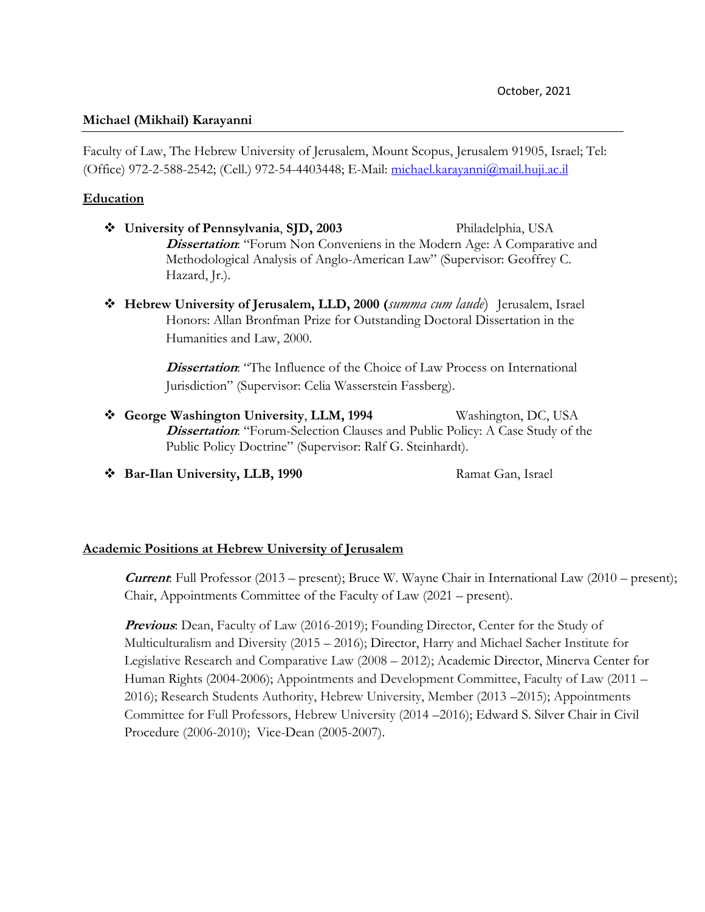October, 2021

**Michael (Mikhail) Karayanni**

Faculty of Law, The Hebrew University of Jerusalem, Mount Scopus, Jerusalem 91905, Israel; Tel: (Office) 972-2-588-2542; (Cell.) 972-54-4403448; E-Mail: michael.karayanni@mail.huji.ac.il

## Education

- **University of Pennsylvania**, **SJD, 2003** Philadelphia, USA
  ***Dissertation***: "Forum Non Conveniens in the Modern Age: A Comparative and Methodological Analysis of Anglo-American Law" (Supervisor: Geoffrey C. Hazard, Jr.).

- **Hebrew University of Jerusalem, LLD, 2000 (*summa cum laude*)** Jerusalem, Israel
  Honors: Allan Bronfman Prize for Outstanding Doctoral Dissertation in the Humanities and Law, 2000.

  ***Dissertation***: "The Influence of the Choice of Law Process on International Jurisdiction" (Supervisor: Celia Wasserstein Fassberg).

- **George Washington University**, **LLM, 1994** Washington, DC, USA
  ***Dissertation***: "Forum-Selection Clauses and Public Policy: A Case Study of the Public Policy Doctrine" (Supervisor: Ralf G. Steinhardt).

- **Bar-Ilan University, LLB, 1990** Ramat Gan, Israel

## Academic Positions at Hebrew University of Jerusalem

***Current***: Full Professor (2013 – present); Bruce W. Wayne Chair in International Law (2010 – present); Chair, Appointments Committee of the Faculty of Law (2021 – present).

***Previous***: Dean, Faculty of Law (2016-2019); Founding Director, Center for the Study of Multiculturalism and Diversity (2015 – 2016); Director, Harry and Michael Sacher Institute for Legislative Research and Comparative Law (2008 – 2012); Academic Director, Minerva Center for Human Rights (2004-2006); Appointments and Development Committee, Faculty of Law (2011 – 2016); Research Students Authority, Hebrew University, Member (2013 –2015); Appointments Committee for Full Professors, Hebrew University (2014 –2016); Edward S. Silver Chair in Civil Procedure (2006-2010); Vice-Dean (2005-2007).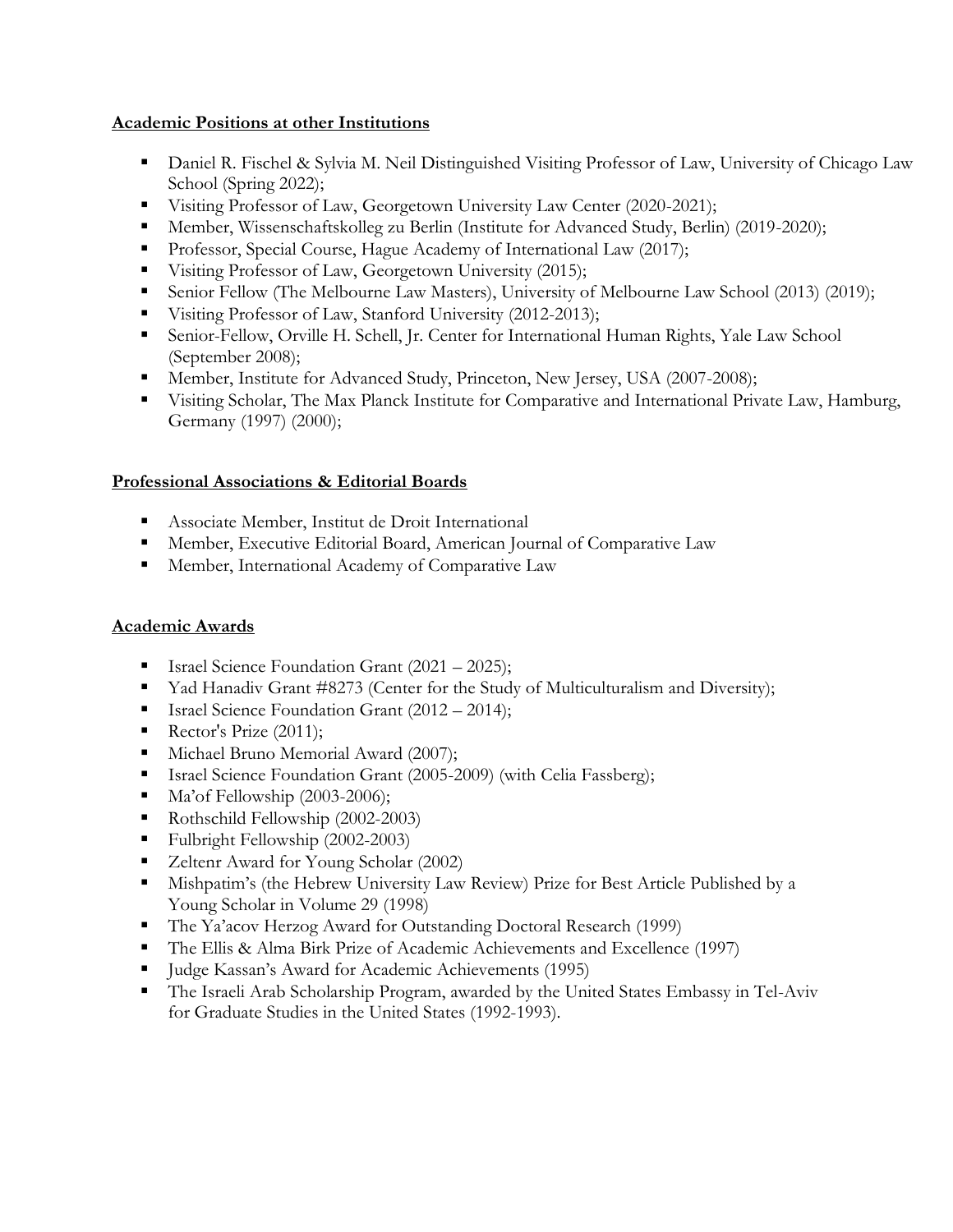**Academic Positions at other Institutions**

- Daniel R. Fischel & Sylvia M. Neil Distinguished Visiting Professor of Law, University of Chicago Law School (Spring 2022);
- Visiting Professor of Law, Georgetown University Law Center (2020-2021);
- Member, Wissenschaftskolleg zu Berlin (Institute for Advanced Study, Berlin) (2019-2020);
- Professor, Special Course, Hague Academy of International Law (2017);
- Visiting Professor of Law, Georgetown University (2015);
- Senior Fellow (The Melbourne Law Masters), University of Melbourne Law School (2013) (2019);
- Visiting Professor of Law, Stanford University (2012-2013);
- Senior-Fellow, Orville H. Schell, Jr. Center for International Human Rights, Yale Law School (September 2008);
- Member, Institute for Advanced Study, Princeton, New Jersey, USA (2007-2008);
- Visiting Scholar, The Max Planck Institute for Comparative and International Private Law, Hamburg, Germany (1997) (2000);

**Professional Associations & Editorial Boards**

- Associate Member, Institut de Droit International
- Member, Executive Editorial Board, American Journal of Comparative Law
- Member, International Academy of Comparative Law

**Academic Awards**

- Israel Science Foundation Grant (2021 – 2025);
- Yad Hanadiv Grant #8273 (Center for the Study of Multiculturalism and Diversity);
- Israel Science Foundation Grant (2012 – 2014);
- Rector's Prize (2011);
- Michael Bruno Memorial Award (2007);
- Israel Science Foundation Grant (2005-2009) (with Celia Fassberg);
- Ma'of Fellowship (2003-2006);
- Rothschild Fellowship (2002-2003)
- Fulbright Fellowship (2002-2003)
- Zeltenr Award for Young Scholar (2002)
- Mishpatim's (the Hebrew University Law Review) Prize for Best Article Published by a Young Scholar in Volume 29 (1998)
- The Ya'acov Herzog Award for Outstanding Doctoral Research (1999)
- The Ellis & Alma Birk Prize of Academic Achievements and Excellence (1997)
- Judge Kassan's Award for Academic Achievements (1995)
- The Israeli Arab Scholarship Program, awarded by the United States Embassy in Tel-Aviv for Graduate Studies in the United States (1992-1993).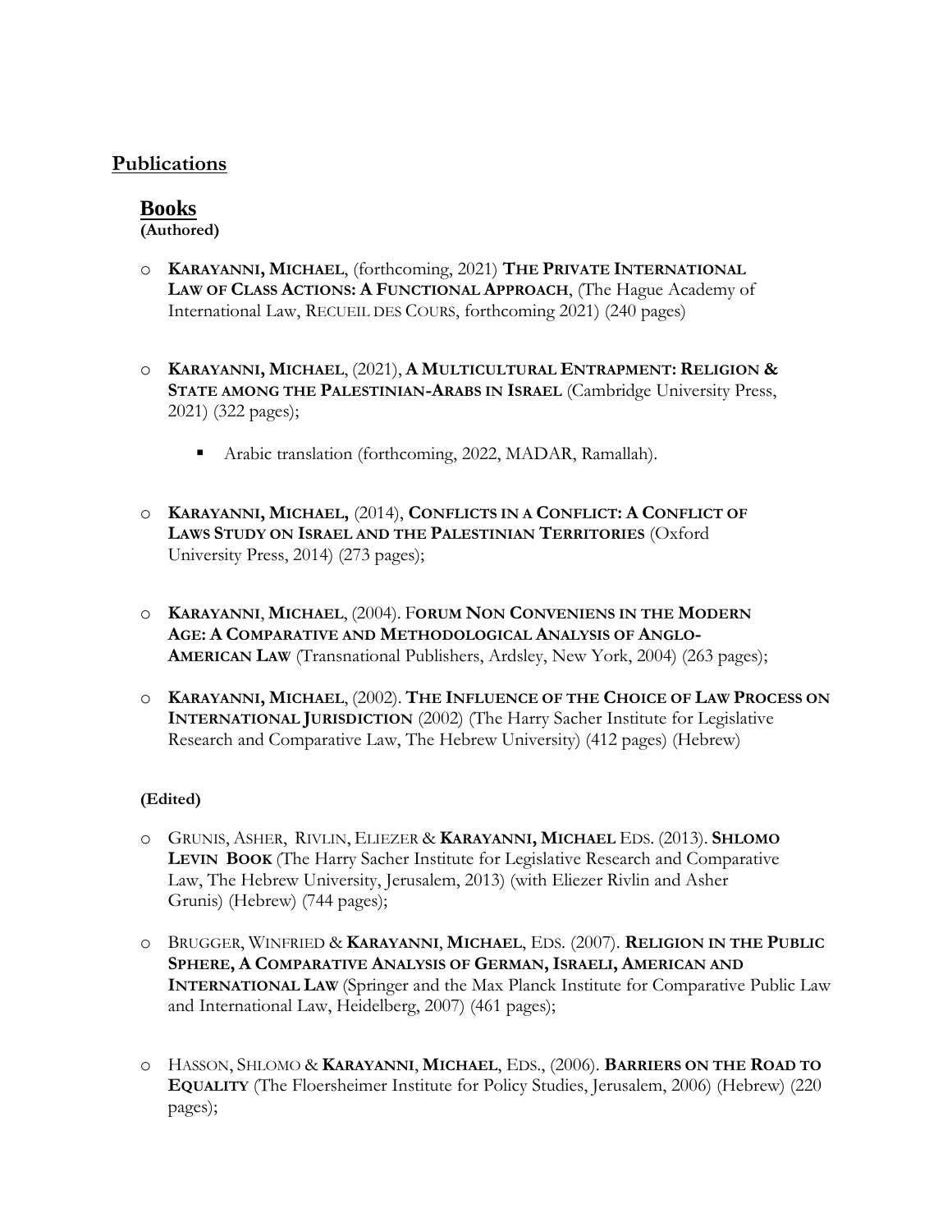## Publications

### Books

**(Authored)**

- **KARAYANNI, MICHAEL**, (forthcoming, 2021) **THE PRIVATE INTERNATIONAL LAW OF CLASS ACTIONS: A FUNCTIONAL APPROACH**, (The Hague Academy of International Law, RECUEIL DES COURS, forthcoming 2021) (240 pages)

- **KARAYANNI, MICHAEL**, (2021), **A MULTICULTURAL ENTRAPMENT: RELIGION & STATE AMONG THE PALESTINIAN-ARABS IN ISRAEL** (Cambridge University Press, 2021) (322 pages);

  - Arabic translation (forthcoming, 2022, MADAR, Ramallah).

- **KARAYANNI, MICHAEL,** (2014), **CONFLICTS IN A CONFLICT: A CONFLICT OF LAWS STUDY ON ISRAEL AND THE PALESTINIAN TERRITORIES** (Oxford University Press, 2014) (273 pages);

- **KARAYANNI**, **MICHAEL**, (2004). F**ORUM NON CONVENIENS IN THE MODERN AGE: A COMPARATIVE AND METHODOLOGICAL ANALYSIS OF ANGLO-AMERICAN LAW** (Transnational Publishers, Ardsley, New York, 2004) (263 pages);

- **KARAYANNI, MICHAEL**, (2002). **THE INFLUENCE OF THE CHOICE OF LAW PROCESS ON INTERNATIONAL JURISDICTION** (2002) (The Harry Sacher Institute for Legislative Research and Comparative Law, The Hebrew University) (412 pages) (Hebrew)

**(Edited)**

- GRUNIS, ASHER, RIVLIN, ELIEZER & **KARAYANNI, MICHAEL** EDS. (2013). **SHLOMO LEVIN BOOK** (The Harry Sacher Institute for Legislative Research and Comparative Law, The Hebrew University, Jerusalem, 2013) (with Eliezer Rivlin and Asher Grunis) (Hebrew) (744 pages);

- BRUGGER, WINFRIED & **KARAYANNI**, **MICHAEL**, EDS. (2007). **RELIGION IN THE PUBLIC SPHERE, A COMPARATIVE ANALYSIS OF GERMAN, ISRAELI, AMERICAN AND INTERNATIONAL LAW** (Springer and the Max Planck Institute for Comparative Public Law and International Law, Heidelberg, 2007) (461 pages);

- HASSON, SHLOMO & **KARAYANNI**, **MICHAEL**, EDS., (2006). **BARRIERS ON THE ROAD TO EQUALITY** (The Floersheimer Institute for Policy Studies, Jerusalem, 2006) (Hebrew) (220 pages);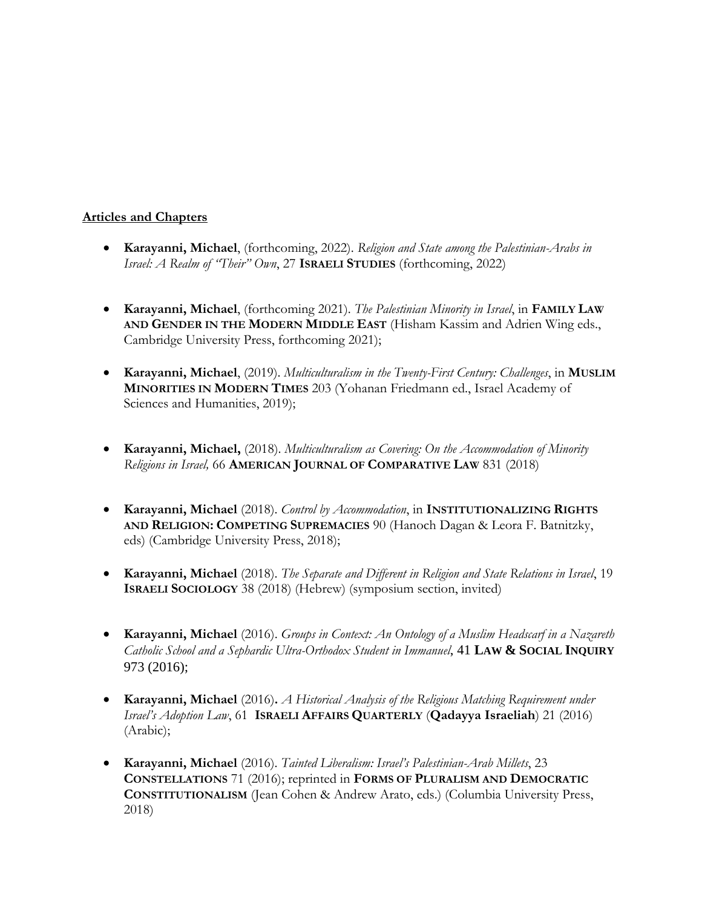**Articles and Chapters**

- **Karayanni, Michael**, (forthcoming, 2022). *Religion and State among the Palestinian-Arabs in Israel: A Realm of "Their" Own*, 27 **ISRAELI STUDIES** (forthcoming, 2022)

- **Karayanni, Michael**, (forthcoming 2021). *The Palestinian Minority in Israel*, in **FAMILY LAW AND GENDER IN THE MODERN MIDDLE EAST** (Hisham Kassim and Adrien Wing eds., Cambridge University Press, forthcoming 2021);

- **Karayanni, Michael**, (2019). *Multiculturalism in the Twenty-First Century: Challenges*, in **MUSLIM MINORITIES IN MODERN TIMES** 203 (Yohanan Friedmann ed., Israel Academy of Sciences and Humanities, 2019);

- **Karayanni, Michael,** (2018). *Multiculturalism as Covering: On the Accommodation of Minority Religions in Israel,* 66 **AMERICAN JOURNAL OF COMPARATIVE LAW** 831 (2018)

- **Karayanni, Michael** (2018). *Control by Accommodation*, in **INSTITUTIONALIZING RIGHTS AND RELIGION: COMPETING SUPREMACIES** 90 (Hanoch Dagan & Leora F. Batnitzky, eds) (Cambridge University Press, 2018);

- **Karayanni, Michael** (2018). *The Separate and Different in Religion and State Relations in Israel*, 19 **ISRAELI SOCIOLOGY** 38 (2018) (Hebrew) (symposium section, invited)

- **Karayanni, Michael** (2016). *Groups in Context: An Ontology of a Muslim Headscarf in a Nazareth Catholic School and a Sephardic Ultra-Orthodox Student in Immanuel*, 41 **LAW & SOCIAL INQUIRY** 973 (2016);

- **Karayanni, Michael** (2016). *A Historical Analysis of the Religious Matching Requirement under Israel's Adoption Law*, 61 **ISRAELI AFFAIRS QUARTERLY** (**Qadayya Israeliah**) 21 (2016) (Arabic);

- **Karayanni, Michael** (2016). *Tainted Liberalism: Israel's Palestinian-Arab Millets*, 23 **CONSTELLATIONS** 71 (2016); reprinted in **FORMS OF PLURALISM AND DEMOCRATIC CONSTITUTIONALISM** (Jean Cohen & Andrew Arato, eds.) (Columbia University Press, 2018)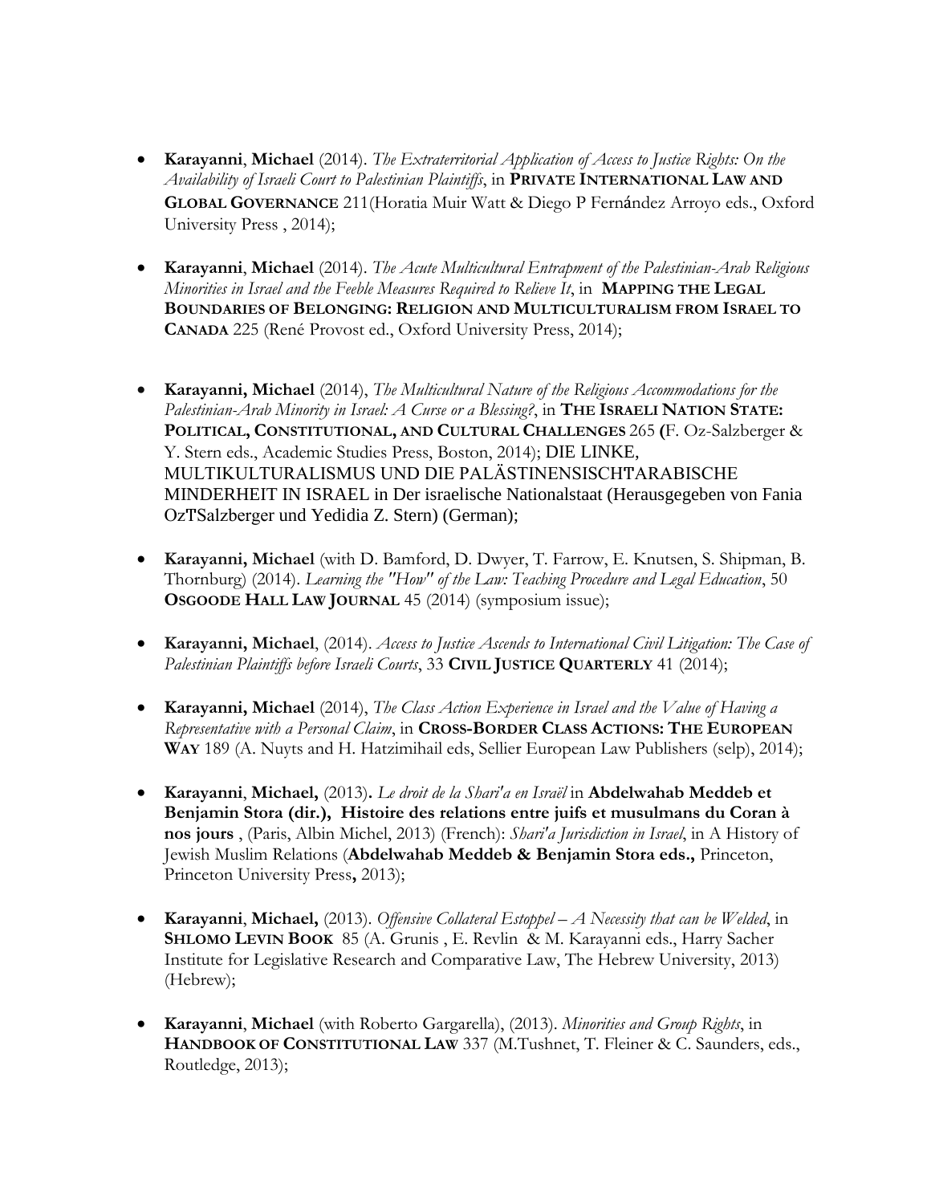- **Karayanni**, **Michael** (2014). *The Extraterritorial Application of Access to Justice Rights: On the Availability of Israeli Court to Palestinian Plaintiffs*, in **PRIVATE INTERNATIONAL LAW AND GLOBAL GOVERNANCE** 211(Horatia Muir Watt & Diego P Fernández Arroyo eds., Oxford University Press , 2014);

- **Karayanni**, **Michael** (2014). *The Acute Multicultural Entrapment of the Palestinian-Arab Religious Minorities in Israel and the Feeble Measures Required to Relieve It*, in **MAPPING THE LEGAL BOUNDARIES OF BELONGING: RELIGION AND MULTICULTURALISM FROM ISRAEL TO CANADA** 225 (René Provost ed., Oxford University Press, 2014);

- **Karayanni, Michael** (2014), *The Multicultural Nature of the Religious Accommodations for the Palestinian-Arab Minority in Israel: A Curse or a Blessing?*, in **THE ISRAELI NATION STATE: POLITICAL, CONSTITUTIONAL, AND CULTURAL CHALLENGES** 265 **(**F. Oz-Salzberger & Y. Stern eds., Academic Studies Press, Boston, 2014); DIE LINKE, MULTIKULTURALISMUS UND DIE PALÄSTINENSISCHTARABISCHE MINDERHEIT IN ISRAEL in Der israelische Nationalstaat (Herausgegeben von Fania OzTSalzberger und Yedidia Z. Stern) (German);

- **Karayanni, Michael** (with D. Bamford, D. Dwyer, T. Farrow, E. Knutsen, S. Shipman, B. Thornburg) (2014). *Learning the "How" of the Law: Teaching Procedure and Legal Education*, 50 **OSGOODE HALL LAW JOURNAL** 45 (2014) (symposium issue);

- **Karayanni, Michael**, (2014). *Access to Justice Ascends to International Civil Litigation: The Case of Palestinian Plaintiffs before Israeli Courts*, 33 **CIVIL JUSTICE QUARTERLY** 41 (2014);

- **Karayanni, Michael** (2014), *The Class Action Experience in Israel and the Value of Having a Representative with a Personal Claim*, in **CROSS-BORDER CLASS ACTIONS: THE EUROPEAN WAY** 189 (A. Nuyts and H. Hatzimihail eds, Sellier European Law Publishers (selp), 2014);

- **Karayanni**, **Michael,** (2013)**.** *Le droit de la Shari'a en Israël* in **Abdelwahab Meddeb et Benjamin Stora (dir.), Histoire des relations entre juifs et musulmans du Coran à nos jours** , (Paris, Albin Michel, 2013) (French): *Shari'a Jurisdiction in Israel*, in A History of Jewish Muslim Relations (**Abdelwahab Meddeb & Benjamin Stora eds.,** Princeton, Princeton University Press**,** 2013);

- **Karayanni**, **Michael,** (2013). *Offensive Collateral Estoppel – A Necessity that can be Welded*, in **SHLOMO LEVIN BOOK** 85 (A. Grunis , E. Revlin & M. Karayanni eds., Harry Sacher Institute for Legislative Research and Comparative Law, The Hebrew University, 2013) (Hebrew);

- **Karayanni**, **Michael** (with Roberto Gargarella), (2013). *Minorities and Group Rights*, in **HANDBOOK OF CONSTITUTIONAL LAW** 337 (M.Tushnet, T. Fleiner & C. Saunders, eds., Routledge, 2013);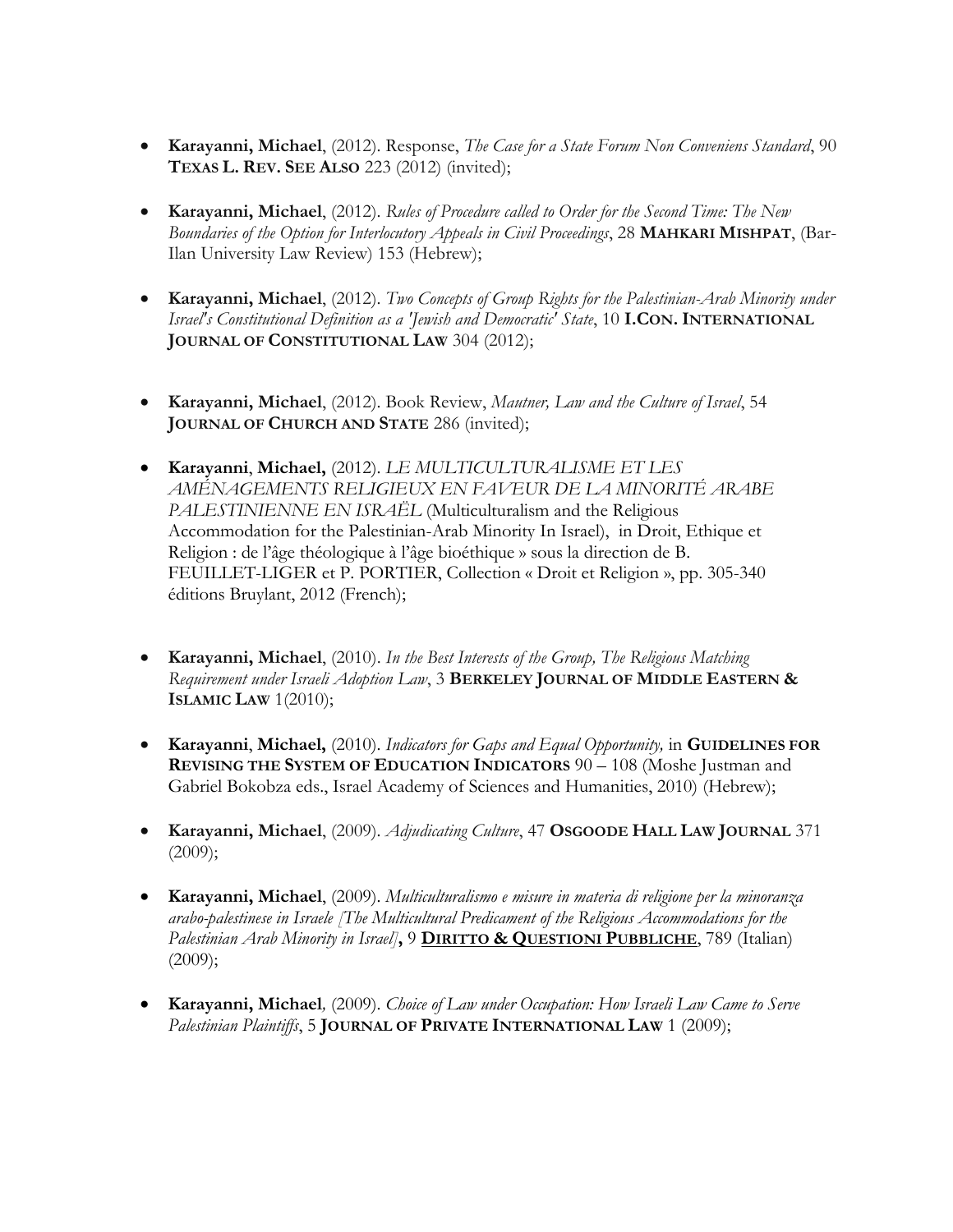- **Karayanni, Michael**, (2012). Response, *The Case for a State Forum Non Conveniens Standard*, 90 **TEXAS L. REV. SEE ALSO** 223 (2012) (invited);

- **Karayanni, Michael**, (2012). *Rules of Procedure called to Order for the Second Time: The New Boundaries of the Option for Interlocutory Appeals in Civil Proceedings*, 28 **MAHKARI MISHPAT**, (Bar-Ilan University Law Review) 153 (Hebrew);

- **Karayanni, Michael**, (2012). *Two Concepts of Group Rights for the Palestinian-Arab Minority under Israel's Constitutional Definition as a 'Jewish and Democratic' State*, 10 **I.CON. INTERNATIONAL JOURNAL OF CONSTITUTIONAL LAW** 304 (2012);

- **Karayanni, Michael**, (2012). Book Review, *Mautner, Law and the Culture of Israel*, 54 **JOURNAL OF CHURCH AND STATE** 286 (invited);

- **Karayanni**, **Michael,** (2012). *LE MULTICULTURALISME ET LES AMÉNAGEMENTS RELIGIEUX EN FAVEUR DE LA MINORITÉ ARABE PALESTINIENNE EN ISRAËL* (Multiculturalism and the Religious Accommodation for the Palestinian-Arab Minority In Israel), in Droit, Ethique et Religion : de l'âge théologique à l'âge bioéthique » sous la direction de B. FEUILLET-LIGER et P. PORTIER, Collection « Droit et Religion », pp. 305-340 éditions Bruylant, 2012 (French);

- **Karayanni, Michael**, (2010). *In the Best Interests of the Group, The Religious Matching Requirement under Israeli Adoption Law*, 3 **BERKELEY JOURNAL OF MIDDLE EASTERN & ISLAMIC LAW** 1(2010);

- **Karayanni**, **Michael,** (2010). *Indicators for Gaps and Equal Opportunity,* in **GUIDELINES FOR REVISING THE SYSTEM OF EDUCATION INDICATORS** 90 – 108 (Moshe Justman and Gabriel Bokobza eds., Israel Academy of Sciences and Humanities, 2010) (Hebrew);

- **Karayanni, Michael**, (2009). *Adjudicating Culture*, 47 **OSGOODE HALL LAW JOURNAL** 371 (2009);

- **Karayanni, Michael**, (2009). *Multiculturalismo e misure in materia di religione per la minoranza arabo-palestinese in Israele [The Multicultural Predicament of the Religious Accommodations for the Palestinian Arab Minority in Israel]*, 9 **DIRITTO & QUESTIONI PUBBLICHE**, 789 (Italian) (2009);

- **Karayanni, Michael***,* (2009). *Choice of Law under Occupation: How Israeli Law Came to Serve Palestinian Plaintiffs*, 5 **JOURNAL OF PRIVATE INTERNATIONAL LAW** 1 (2009);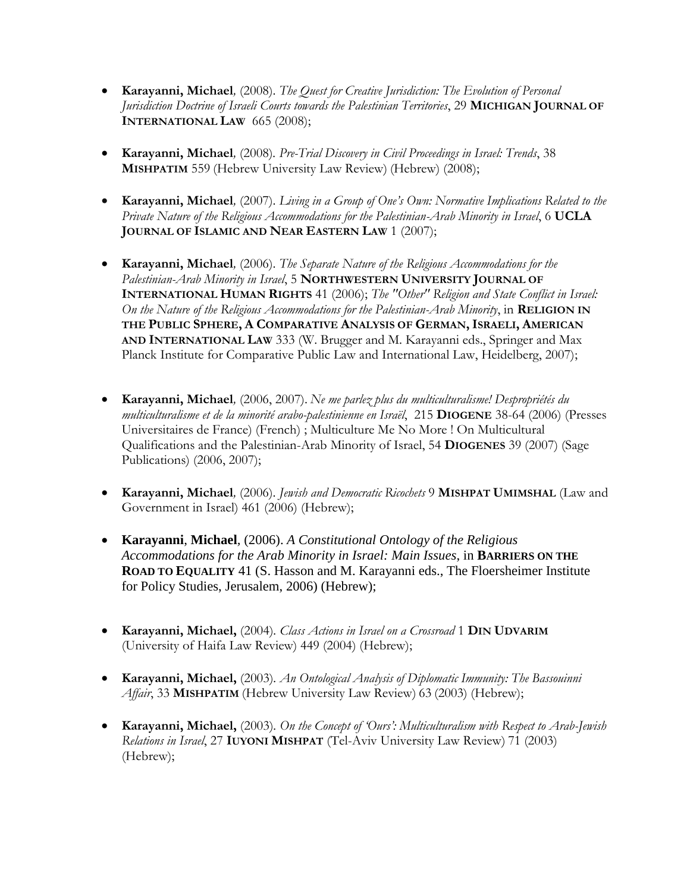- **Karayanni, Michael**, (2008). *The Quest for Creative Jurisdiction: The Evolution of Personal Jurisdiction Doctrine of Israeli Courts towards the Palestinian Territories*, 29 **MICHIGAN JOURNAL OF INTERNATIONAL LAW** 665 (2008);

- **Karayanni, Michael**, (2008). *Pre-Trial Discovery in Civil Proceedings in Israel: Trends*, 38 **MISHPATIM** 559 (Hebrew University Law Review) (Hebrew) (2008);

- **Karayanni, Michael**, (2007). *Living in a Group of One's Own: Normative Implications Related to the Private Nature of the Religious Accommodations for the Palestinian-Arab Minority in Israel*, 6 **UCLA JOURNAL OF ISLAMIC AND NEAR EASTERN LAW** 1 (2007);

- **Karayanni, Michael**, (2006). *The Separate Nature of the Religious Accommodations for the Palestinian-Arab Minority in Israel*, 5 **NORTHWESTERN UNIVERSITY JOURNAL OF INTERNATIONAL HUMAN RIGHTS** 41 (2006); *The "Other" Religion and State Conflict in Israel: On the Nature of the Religious Accommodations for the Palestinian-Arab Minority*, in **RELIGION IN THE PUBLIC SPHERE, A COMPARATIVE ANALYSIS OF GERMAN, ISRAELI, AMERICAN AND INTERNATIONAL LAW** 333 (W. Brugger and M. Karayanni eds., Springer and Max Planck Institute for Comparative Public Law and International Law, Heidelberg, 2007);

- **Karayanni, Michael**, (2006, 2007). *Ne me parlez plus du multiculturalisme! Despropriétés du multiculturalisme et de la minorité arabo-palestinienne en Israël*, 215 **DIOGENE** 38-64 (2006) (Presses Universitaires de France) (French) ; Multiculture Me No More ! On Multicultural Qualifications and the Palestinian-Arab Minority of Israel, 54 **DIOGENES** 39 (2007) (Sage Publications) (2006, 2007);

- **Karayanni, Michael**, (2006). *Jewish and Democratic Ricochets* 9 **MISHPAT UMIMSHAL** (Law and Government in Israel) 461 (2006) (Hebrew);

- **Karayanni**, **Michael**, (2006). *A Constitutional Ontology of the Religious Accommodations for the Arab Minority in Israel: Main Issues*, in **BARRIERS ON THE ROAD TO EQUALITY** 41 (S. Hasson and M. Karayanni eds., The Floersheimer Institute for Policy Studies, Jerusalem, 2006) (Hebrew);

- **Karayanni, Michael,** (2004). *Class Actions in Israel on a Crossroad* 1 **DIN UDVARIM** (University of Haifa Law Review) 449 (2004) (Hebrew);

- **Karayanni, Michael,** (2003). *An Ontological Analysis of Diplomatic Immunity: The Bassouinni Affair*, 33 **MISHPATIM** (Hebrew University Law Review) 63 (2003) (Hebrew);

- **Karayanni, Michael,** (2003). *On the Concept of 'Ours': Multiculturalism with Respect to Arab-Jewish Relations in Israel*, 27 **IUYONI MISHPAT** (Tel-Aviv University Law Review) 71 (2003) (Hebrew);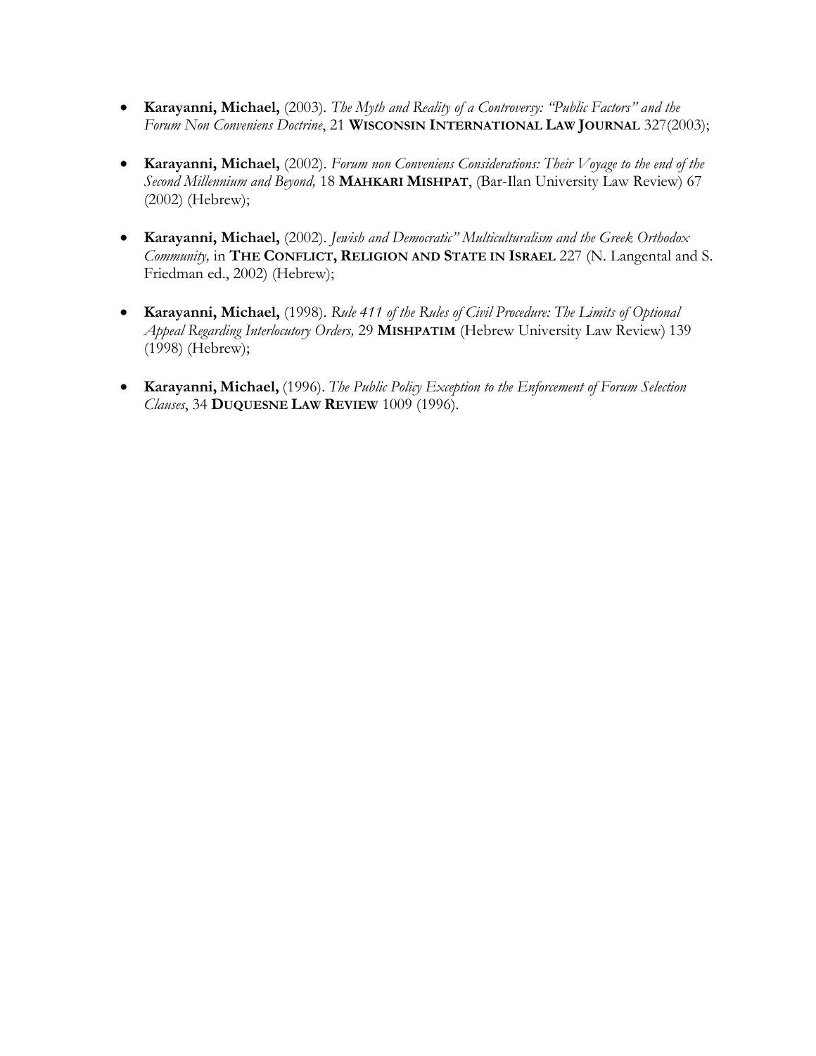- **Karayanni, Michael,** (2003). *The Myth and Reality of a Controversy: "Public Factors" and the Forum Non Conveniens Doctrine*, 21 **WISCONSIN INTERNATIONAL LAW JOURNAL** 327(2003);

- **Karayanni, Michael,** (2002). *Forum non Conveniens Considerations: Their Voyage to the end of the Second Millennium and Beyond,* 18 **MAHKARI MISHPAT**, (Bar-Ilan University Law Review) 67 (2002) (Hebrew);

- **Karayanni, Michael,** (2002). *Jewish and Democratic" Multiculturalism and the Greek Orthodox Community,* in **THE CONFLICT, RELIGION AND STATE IN ISRAEL** 227 (N. Langental and S. Friedman ed., 2002) (Hebrew);

- **Karayanni, Michael,** (1998). *Rule 411 of the Rules of Civil Procedure: The Limits of Optional Appeal Regarding Interlocutory Orders,* 29 **MISHPATIM** (Hebrew University Law Review) 139 (1998) (Hebrew);

- **Karayanni, Michael,** (1996). *The Public Policy Exception to the Enforcement of Forum Selection Clauses*, 34 **DUQUESNE LAW REVIEW** 1009 (1996).